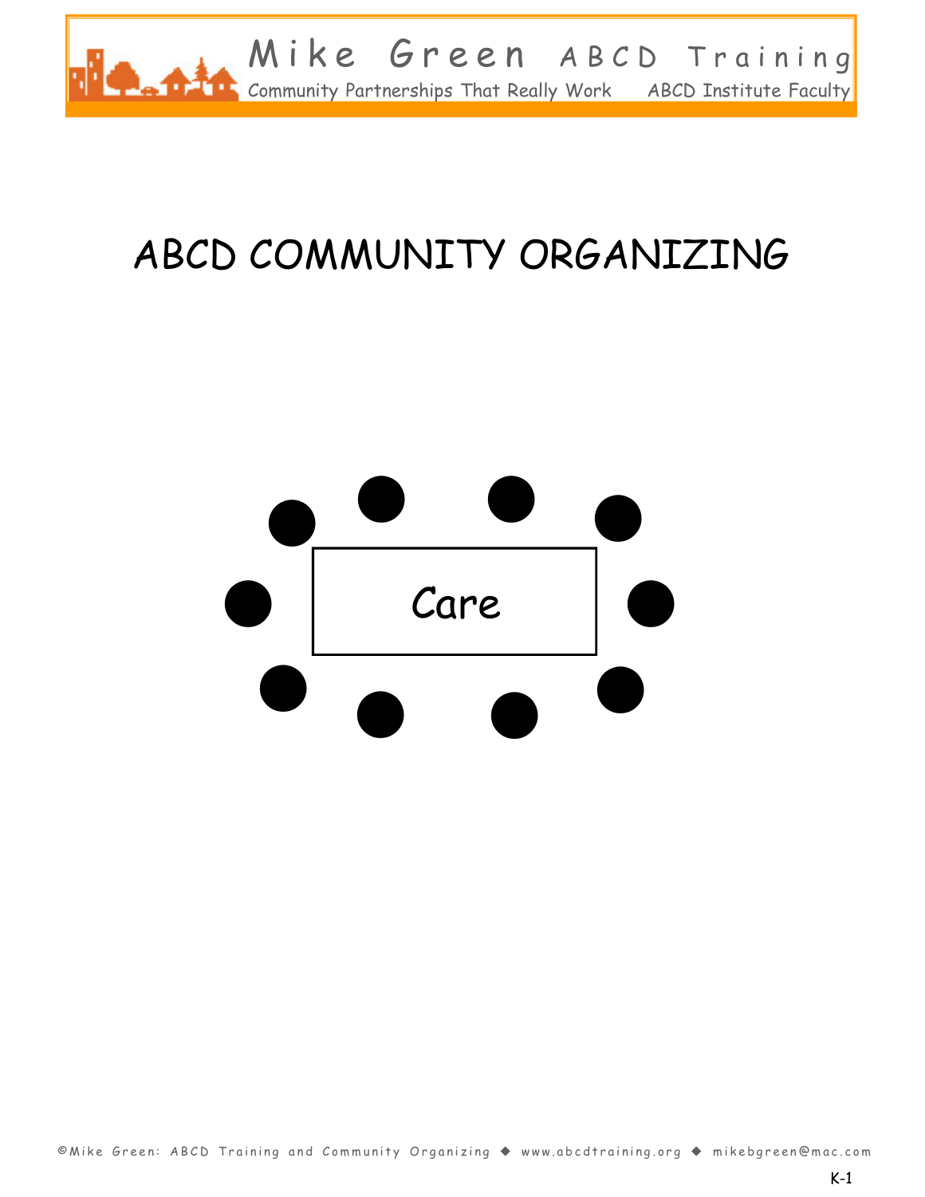# ABCD COMMUNITY ORGANIZING

Care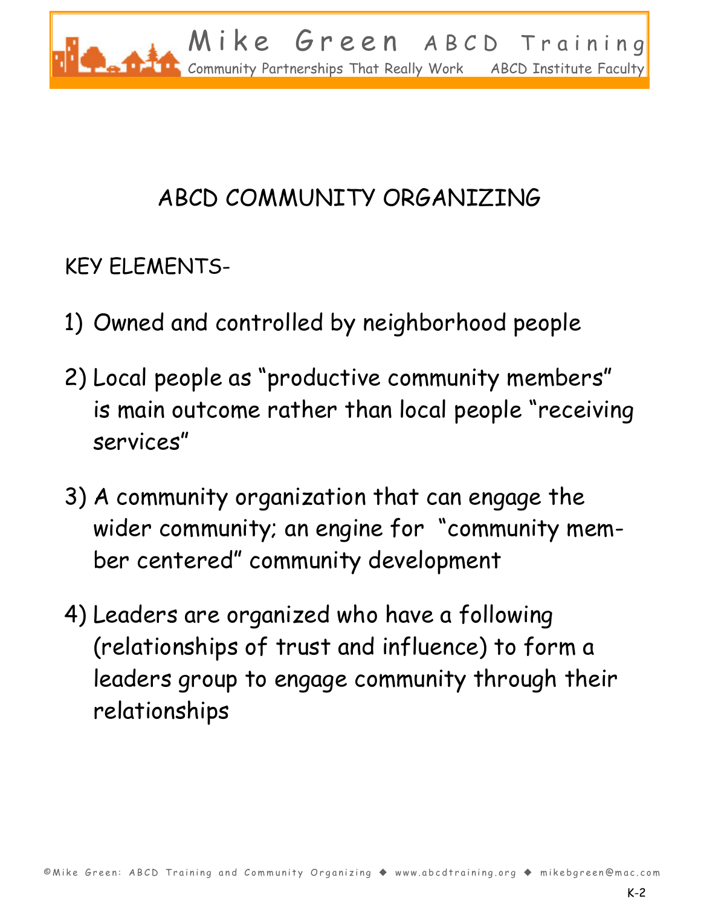# ABCD COMMUNITY ORGANIZING

KEY ELEMENTS-

1) Owned and controlled by neighborhood people

2) Local people as "productive community members" is main outcome rather than local people "receiving services"

3) A community organization that can engage the wider community; an engine for "community member centered" community development

4) Leaders are organized who have a following (relationships of trust and influence) to form a leaders group to engage community through their relationships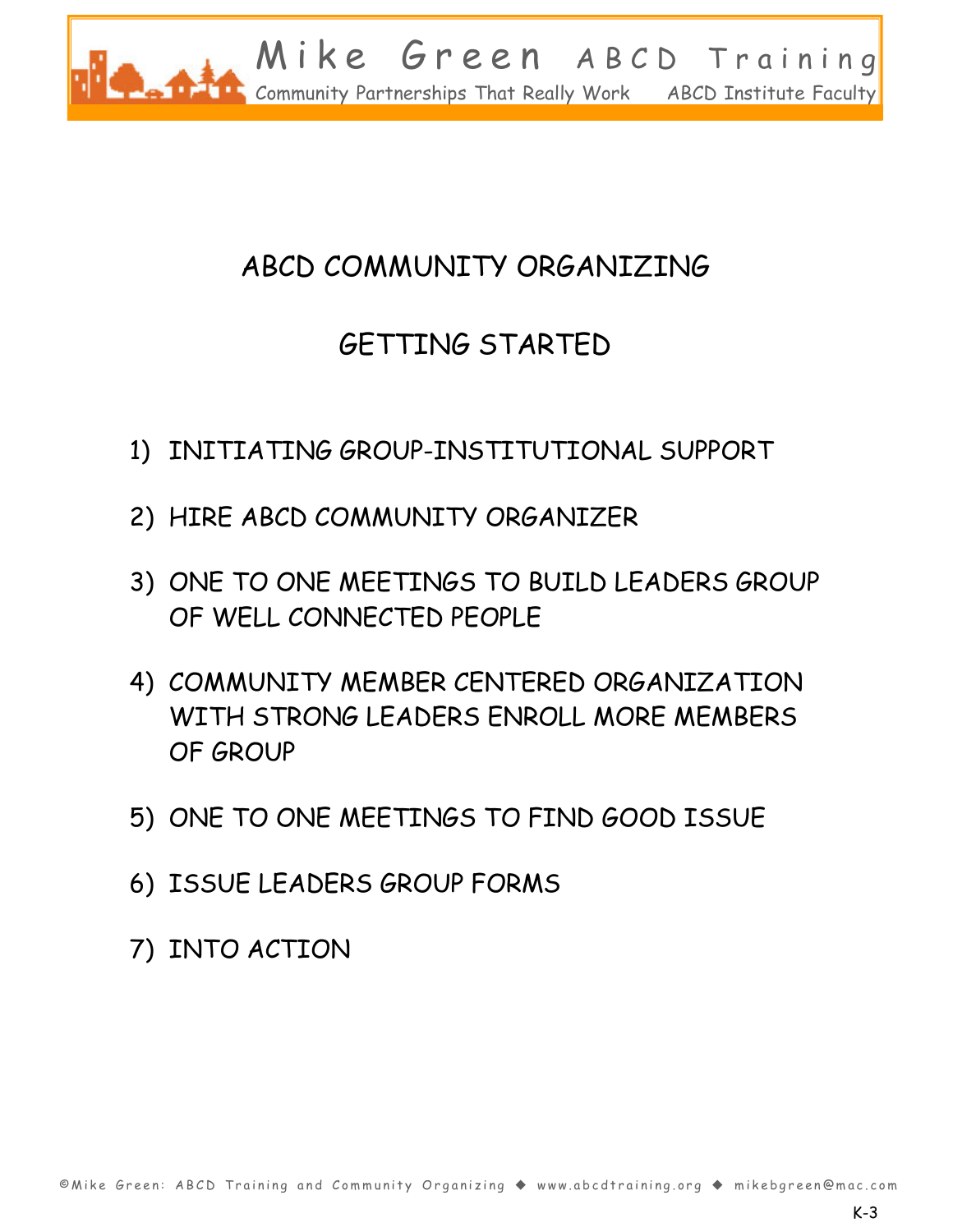# ABCD COMMUNITY ORGANIZING

## GETTING STARTED

1) INITIATING GROUP-INSTITUTIONAL SUPPORT
2) HIRE ABCD COMMUNITY ORGANIZER
3) ONE TO ONE MEETINGS TO BUILD LEADERS GROUP OF WELL CONNECTED PEOPLE
4) COMMUNITY MEMBER CENTERED ORGANIZATION WITH STRONG LEADERS ENROLL MORE MEMBERS OF GROUP
5) ONE TO ONE MEETINGS TO FIND GOOD ISSUE
6) ISSUE LEADERS GROUP FORMS
7) INTO ACTION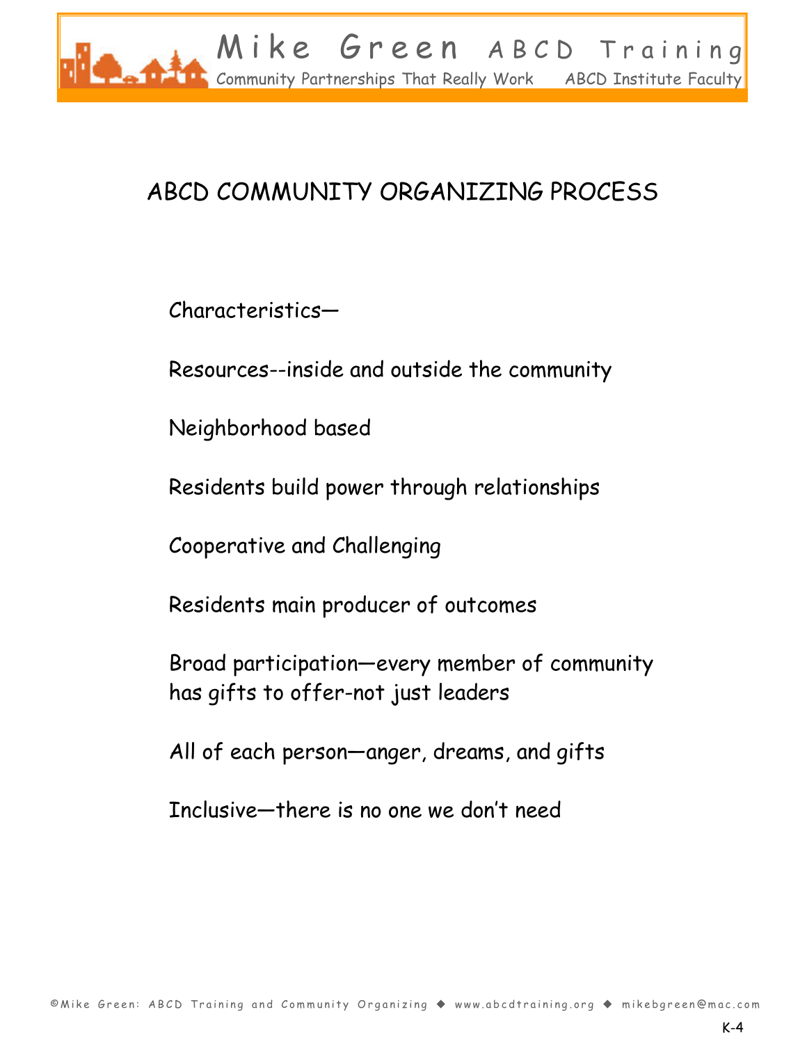# ABCD COMMUNITY ORGANIZING PROCESS

Characteristics—

Resources--inside and outside the community

Neighborhood based

Residents build power through relationships

Cooperative and Challenging

Residents main producer of outcomes

Broad participation—every member of community has gifts to offer-not just leaders

All of each person—anger, dreams, and gifts

Inclusive—there is no one we don't need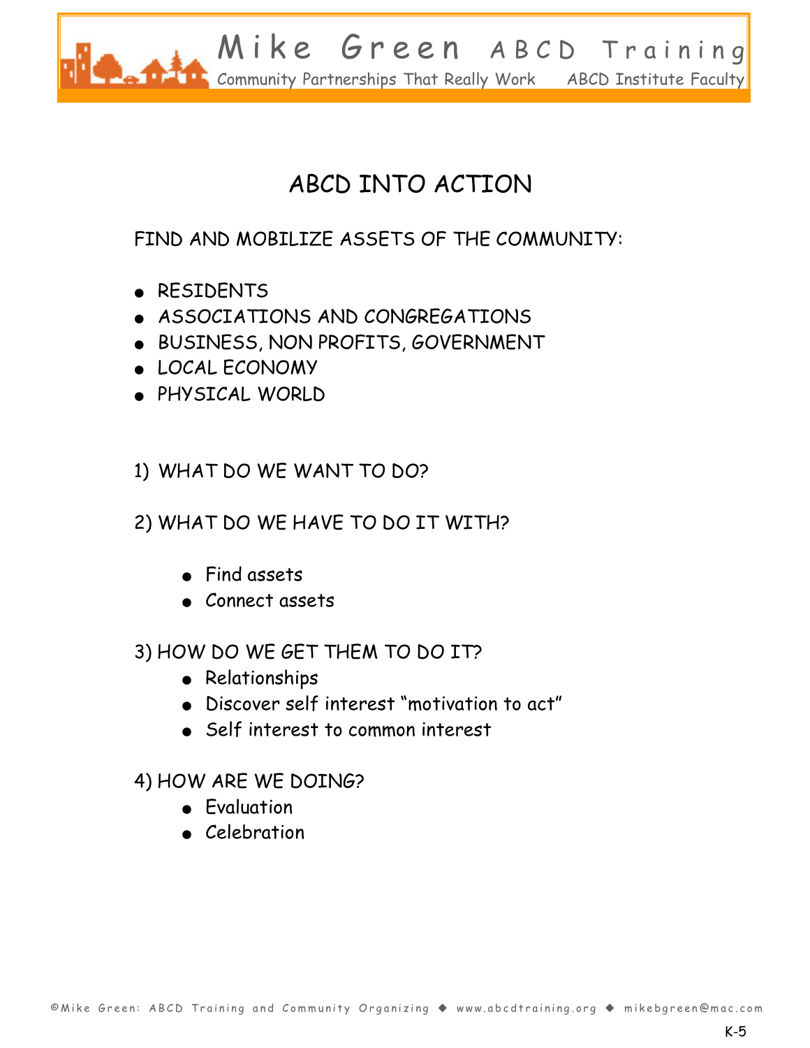# ABCD INTO ACTION

FIND AND MOBILIZE ASSETS OF THE COMMUNITY:

- RESIDENTS
- ASSOCIATIONS AND CONGREGATIONS
- BUSINESS, NON PROFITS, GOVERNMENT
- LOCAL ECONOMY
- PHYSICAL WORLD

1) WHAT DO WE WANT TO DO?

2) WHAT DO WE HAVE TO DO IT WITH?

   - Find assets
   - Connect assets

3) HOW DO WE GET THEM TO DO IT?

   - Relationships
   - Discover self interest "motivation to act"
   - Self interest to common interest

4) HOW ARE WE DOING?

   - Evaluation
   - Celebration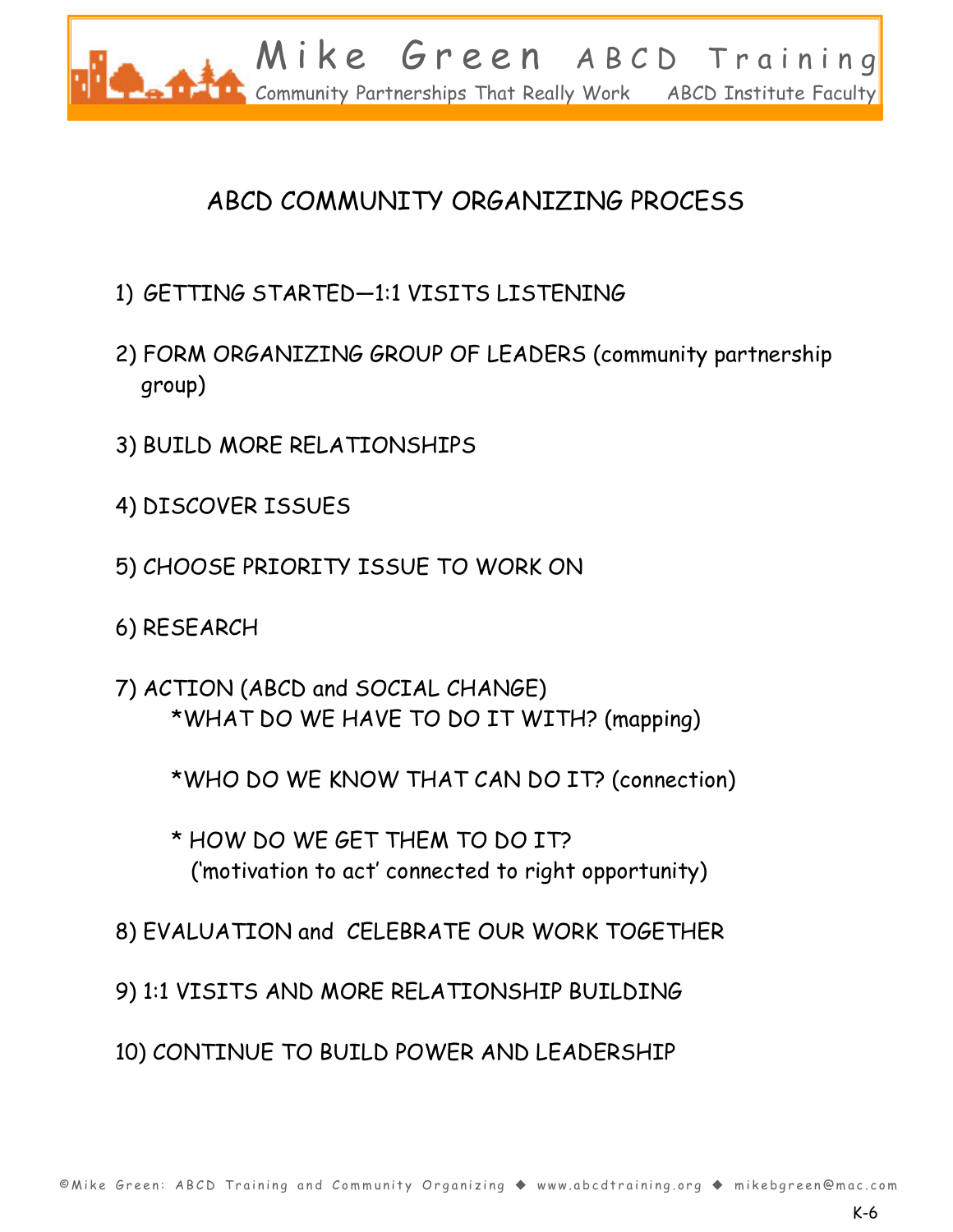# ABCD COMMUNITY ORGANIZING PROCESS

1) GETTING STARTED—1:1 VISITS LISTENING

2) FORM ORGANIZING GROUP OF LEADERS (community partnership group)

3) BUILD MORE RELATIONSHIPS

4) DISCOVER ISSUES

5) CHOOSE PRIORITY ISSUE TO WORK ON

6) RESEARCH

7) ACTION (ABCD and SOCIAL CHANGE)
   - *WHAT DO WE HAVE TO DO IT WITH? (mapping)
   - *WHO DO WE KNOW THAT CAN DO IT? (connection)
   - * HOW DO WE GET THEM TO DO IT? ('motivation to act' connected to right opportunity)

8) EVALUATION and CELEBRATE OUR WORK TOGETHER

9) 1:1 VISITS AND MORE RELATIONSHIP BUILDING

10) CONTINUE TO BUILD POWER AND LEADERSHIP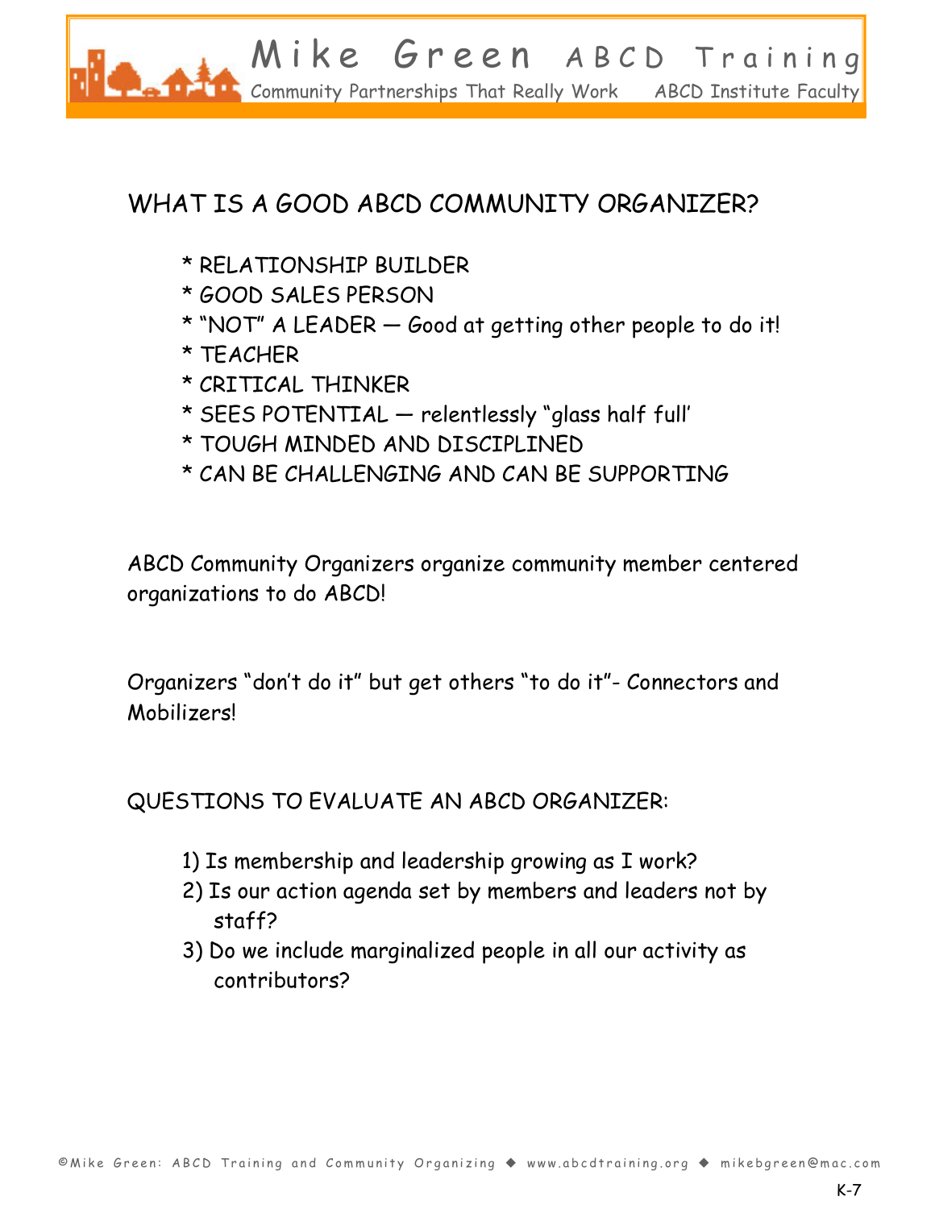# WHAT IS A GOOD ABCD COMMUNITY ORGANIZER?

* RELATIONSHIP BUILDER
* GOOD SALES PERSON
* "NOT" A LEADER — Good at getting other people to do it!
* TEACHER
* CRITICAL THINKER
* SEES POTENTIAL — relentlessly "glass half full'
* TOUGH MINDED AND DISCIPLINED
* CAN BE CHALLENGING AND CAN BE SUPPORTING

ABCD Community Organizers organize community member centered organizations to do ABCD!

Organizers "don't do it" but get others "to do it"- Connectors and Mobilizers!

QUESTIONS TO EVALUATE AN ABCD ORGANIZER:

1) Is membership and leadership growing as I work?
2) Is our action agenda set by members and leaders not by staff?
3) Do we include marginalized people in all our activity as contributors?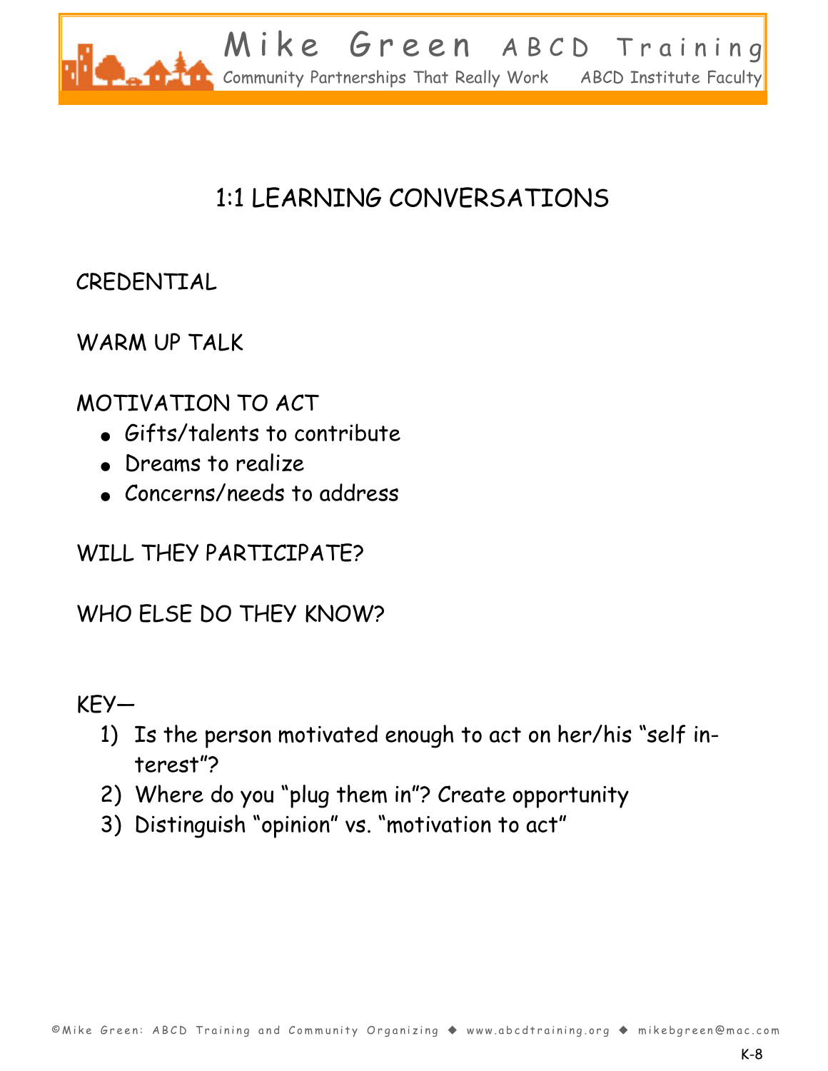# 1:1 LEARNING CONVERSATIONS

CREDENTIAL

WARM UP TALK

MOTIVATION TO ACT

- Gifts/talents to contribute
- Dreams to realize
- Concerns/needs to address

WILL THEY PARTICIPATE?

WHO ELSE DO THEY KNOW?

KEY—

1) Is the person motivated enough to act on her/his "self interest"?
2) Where do you "plug them in"? Create opportunity
3) Distinguish "opinion" vs. "motivation to act"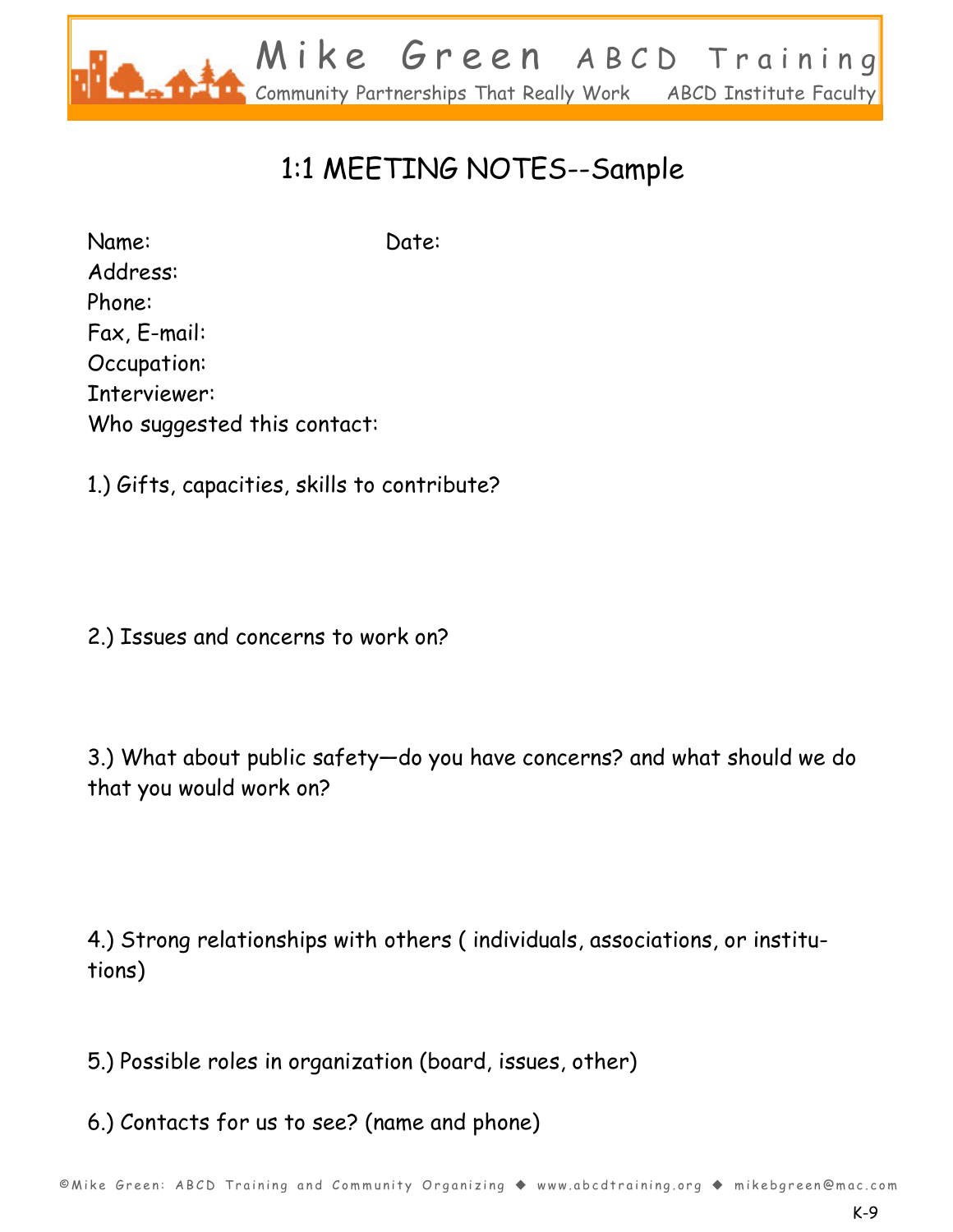# 1:1 MEETING NOTES--Sample

Name: Date:

Address:

Phone:

Fax, E-mail:

Occupation:

Interviewer:

Who suggested this contact:

1.) Gifts, capacities, skills to contribute?

2.) Issues and concerns to work on?

3.) What about public safety—do you have concerns? and what should we do that you would work on?

4.) Strong relationships with others ( individuals, associations, or institutions)

5.) Possible roles in organization (board, issues, other)

6.) Contacts for us to see? (name and phone)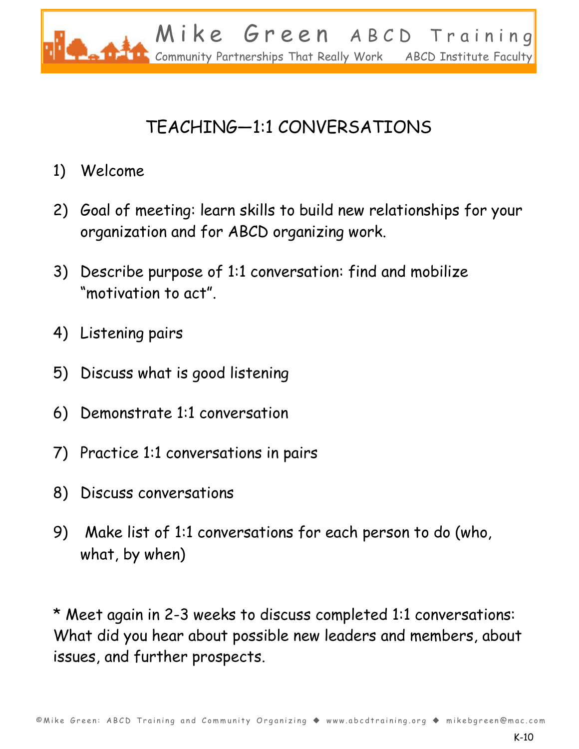# TEACHING—1:1 CONVERSATIONS

1) Welcome

2) Goal of meeting: learn skills to build new relationships for your organization and for ABCD organizing work.

3) Describe purpose of 1:1 conversation: find and mobilize "motivation to act".

4) Listening pairs

5) Discuss what is good listening

6) Demonstrate 1:1 conversation

7) Practice 1:1 conversations in pairs

8) Discuss conversations

9) Make list of 1:1 conversations for each person to do (who, what, by when)

* Meet again in 2-3 weeks to discuss completed 1:1 conversations: What did you hear about possible new leaders and members, about issues, and further prospects.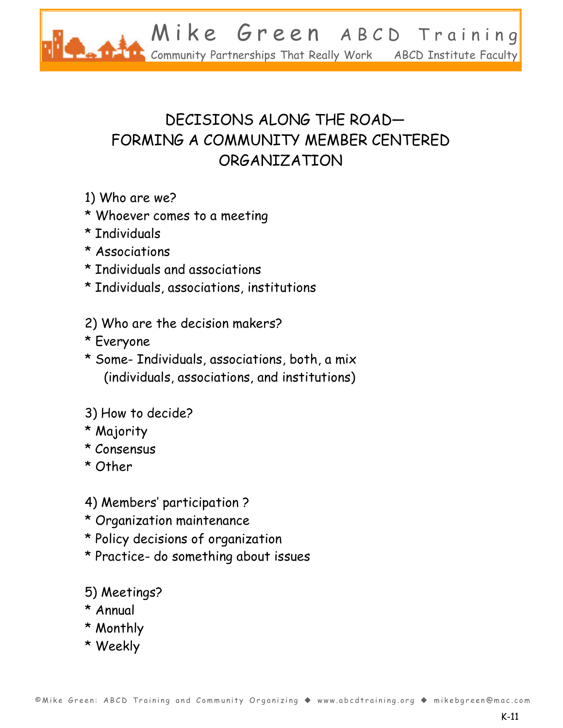# DECISIONS ALONG THE ROAD— FORMING A COMMUNITY MEMBER CENTERED ORGANIZATION

1) Who are we?
* Whoever comes to a meeting
* Individuals
* Associations
* Individuals and associations
* Individuals, associations, institutions

2) Who are the decision makers?
* Everyone
* Some- Individuals, associations, both, a mix (individuals, associations, and institutions)

3) How to decide?
* Majority
* Consensus
* Other

4) Members' participation ?
* Organization maintenance
* Policy decisions of organization
* Practice- do something about issues

5) Meetings?
* Annual
* Monthly
* Weekly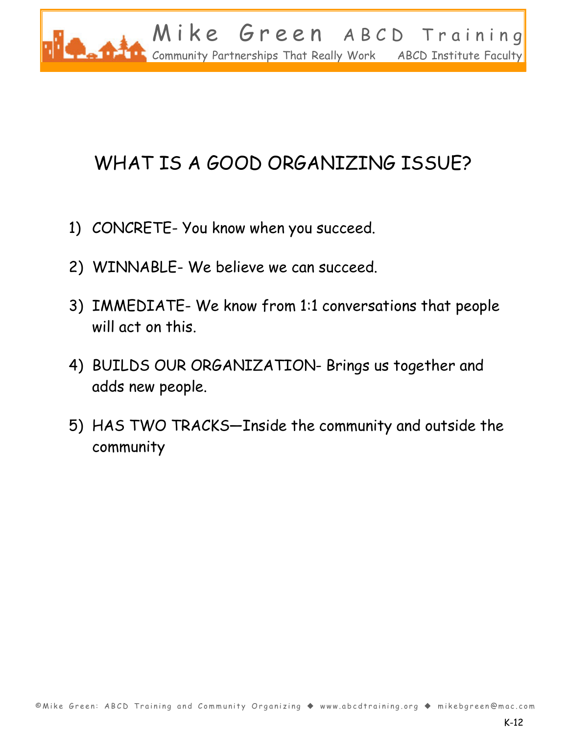# WHAT IS A GOOD ORGANIZING ISSUE?

1) CONCRETE- You know when you succeed.

2) WINNABLE- We believe we can succeed.

3) IMMEDIATE- We know from 1:1 conversations that people will act on this.

4) BUILDS OUR ORGANIZATION- Brings us together and adds new people.

5) HAS TWO TRACKS—Inside the community and outside the community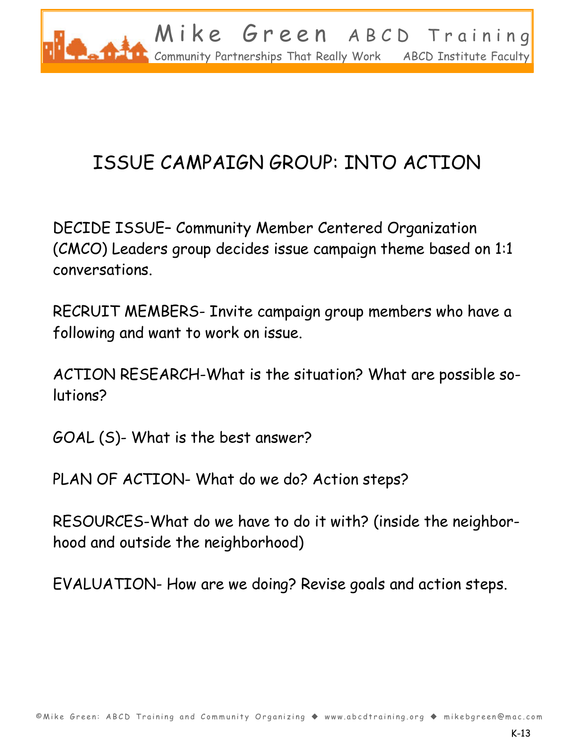# ISSUE CAMPAIGN GROUP: INTO ACTION

DECIDE ISSUE– Community Member Centered Organization (CMCO) Leaders group decides issue campaign theme based on 1:1 conversations.

RECRUIT MEMBERS- Invite campaign group members who have a following and want to work on issue.

ACTION RESEARCH-What is the situation? What are possible solutions?

GOAL (S)- What is the best answer?

PLAN OF ACTION- What do we do? Action steps?

RESOURCES-What do we have to do it with? (inside the neighborhood and outside the neighborhood)

EVALUATION- How are we doing? Revise goals and action steps.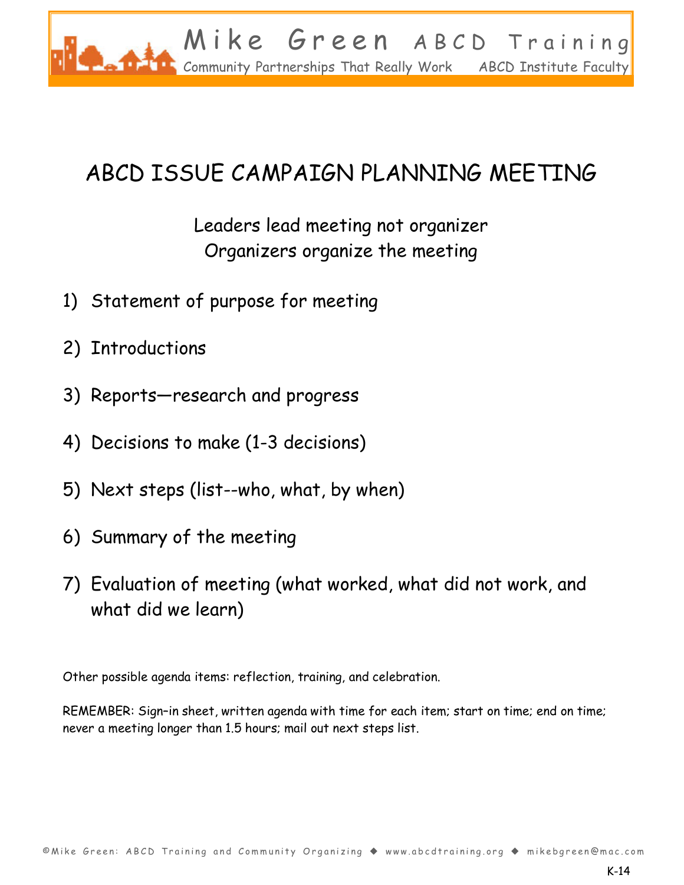# ABCD ISSUE CAMPAIGN PLANNING MEETING

Leaders lead meeting not organizer
Organizers organize the meeting

1) Statement of purpose for meeting

2) Introductions

3) Reports—research and progress

4) Decisions to make (1-3 decisions)

5) Next steps (list--who, what, by when)

6) Summary of the meeting

7) Evaluation of meeting (what worked, what did not work, and what did we learn)

Other possible agenda items: reflection, training, and celebration.

REMEMBER: Sign–in sheet, written agenda with time for each item; start on time; end on time; never a meeting longer than 1.5 hours; mail out next steps list.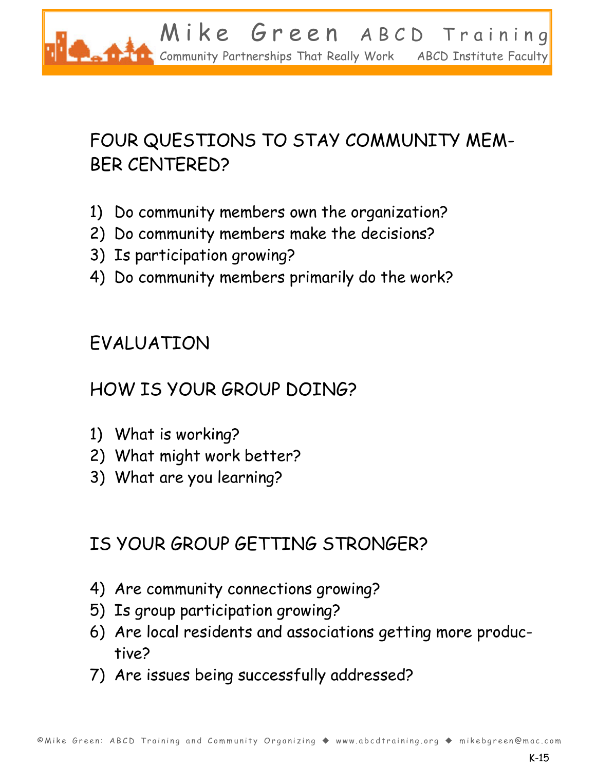## FOUR QUESTIONS TO STAY COMMUNITY MEMBER CENTERED?

1) Do community members own the organization?
2) Do community members make the decisions?
3) Is participation growing?
4) Do community members primarily do the work?

## EVALUATION

## HOW IS YOUR GROUP DOING?

1) What is working?
2) What might work better?
3) What are you learning?

## IS YOUR GROUP GETTING STRONGER?

4) Are community connections growing?
5) Is group participation growing?
6) Are local residents and associations getting more productive?
7) Are issues being successfully addressed?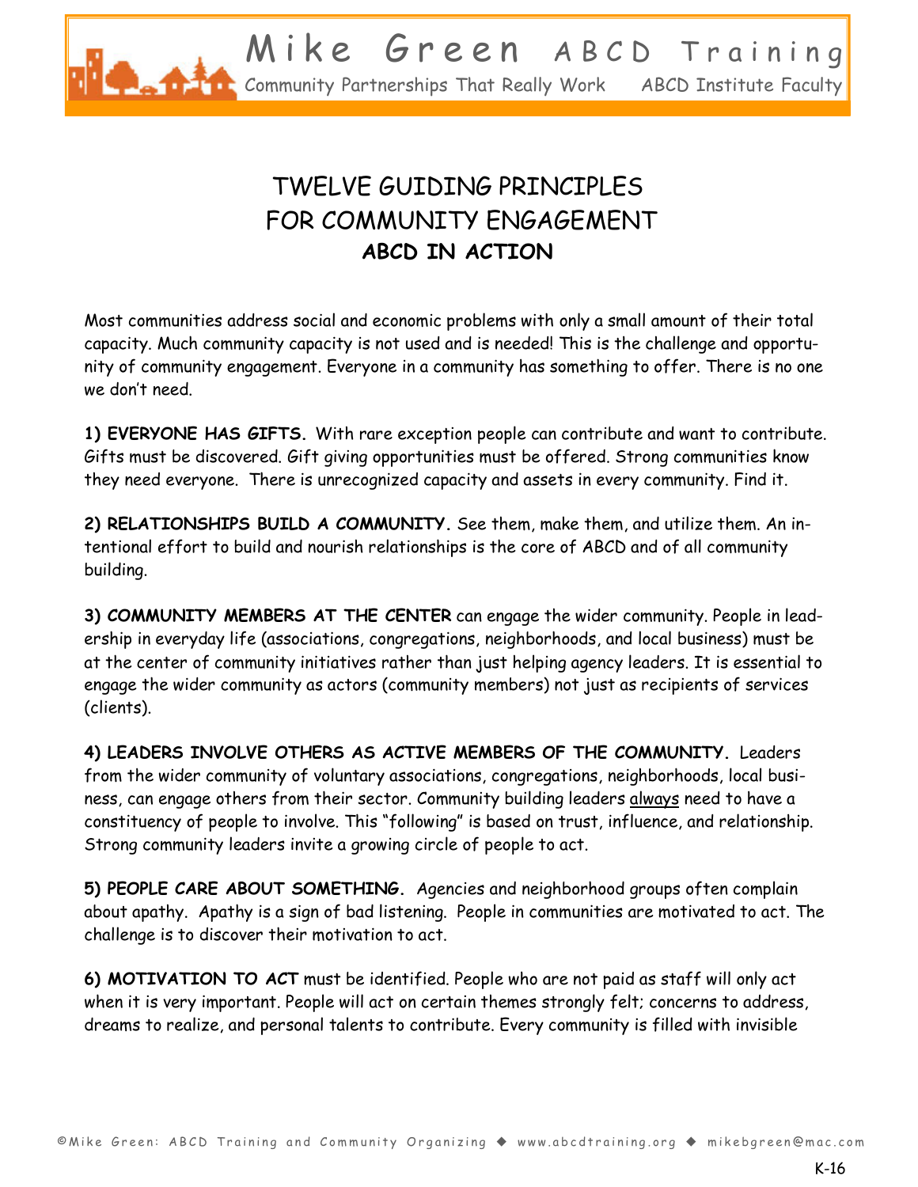# TWELVE GUIDING PRINCIPLES FOR COMMUNITY ENGAGEMENT

## ABCD IN ACTION

Most communities address social and economic problems with only a small amount of their total capacity. Much community capacity is not used and is needed! This is the challenge and opportunity of community engagement. Everyone in a community has something to offer. There is no one we don't need.

**1) EVERYONE HAS GIFTS.** With rare exception people can contribute and want to contribute. Gifts must be discovered. Gift giving opportunities must be offered. Strong communities know they need everyone. There is unrecognized capacity and assets in every community. Find it.

**2) RELATIONSHIPS BUILD A COMMUNITY.** See them, make them, and utilize them. An intentional effort to build and nourish relationships is the core of ABCD and of all community building.

**3) COMMUNITY MEMBERS AT THE CENTER** can engage the wider community. People in leadership in everyday life (associations, congregations, neighborhoods, and local business) must be at the center of community initiatives rather than just helping agency leaders. It is essential to engage the wider community as actors (community members) not just as recipients of services (clients).

**4) LEADERS INVOLVE OTHERS AS ACTIVE MEMBERS OF THE COMMUNITY.** Leaders from the wider community of voluntary associations, congregations, neighborhoods, local business, can engage others from their sector. Community building leaders always need to have a constituency of people to involve. This "following" is based on trust, influence, and relationship. Strong community leaders invite a growing circle of people to act.

**5) PEOPLE CARE ABOUT SOMETHING.** Agencies and neighborhood groups often complain about apathy. Apathy is a sign of bad listening. People in communities are motivated to act. The challenge is to discover their motivation to act.

**6) MOTIVATION TO ACT** must be identified. People who are not paid as staff will only act when it is very important. People will act on certain themes strongly felt; concerns to address, dreams to realize, and personal talents to contribute. Every community is filled with invisible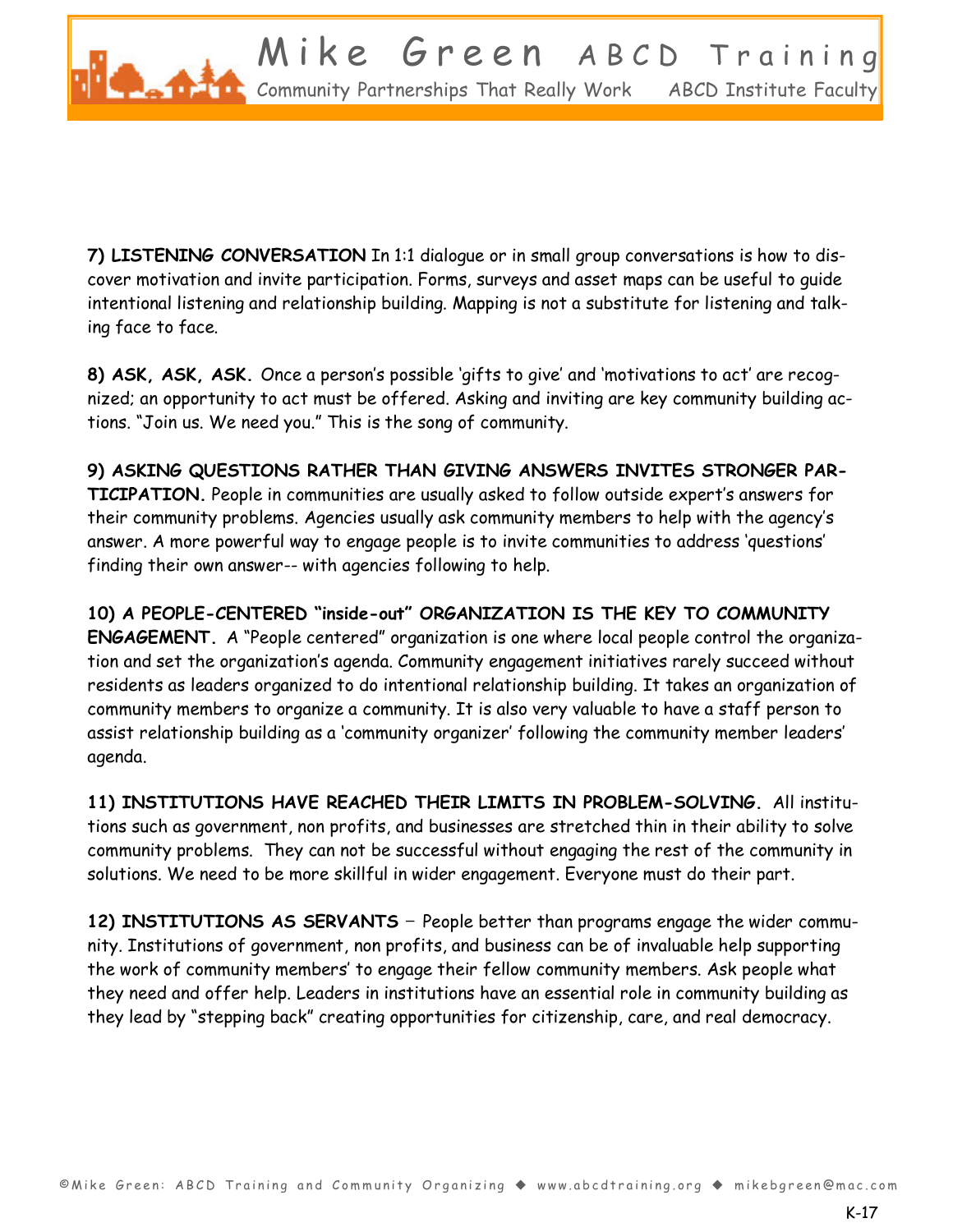**7) LISTENING CONVERSATION** In 1:1 dialogue or in small group conversations is how to discover motivation and invite participation. Forms, surveys and asset maps can be useful to guide intentional listening and relationship building. Mapping is not a substitute for listening and talking face to face.

**8) ASK, ASK, ASK.** Once a person's possible 'gifts to give' and 'motivations to act' are recognized; an opportunity to act must be offered. Asking and inviting are key community building actions. "Join us. We need you." This is the song of community.

**9) ASKING QUESTIONS RATHER THAN GIVING ANSWERS INVITES STRONGER PARTICIPATION.** People in communities are usually asked to follow outside expert's answers for their community problems. Agencies usually ask community members to help with the agency's answer. A more powerful way to engage people is to invite communities to address 'questions' finding their own answer-- with agencies following to help.

**10) A PEOPLE-CENTERED "inside-out" ORGANIZATION IS THE KEY TO COMMUNITY ENGAGEMENT.** A "People centered" organization is one where local people control the organization and set the organization's agenda. Community engagement initiatives rarely succeed without residents as leaders organized to do intentional relationship building. It takes an organization of community members to organize a community. It is also very valuable to have a staff person to assist relationship building as a 'community organizer' following the community member leaders' agenda.

**11) INSTITUTIONS HAVE REACHED THEIR LIMITS IN PROBLEM-SOLVING.** All institutions such as government, non profits, and businesses are stretched thin in their ability to solve community problems. They can not be successful without engaging the rest of the community in solutions. We need to be more skillful in wider engagement. Everyone must do their part.

**12) INSTITUTIONS AS SERVANTS** – People better than programs engage the wider community. Institutions of government, non profits, and business can be of invaluable help supporting the work of community members' to engage their fellow community members. Ask people what they need and offer help. Leaders in institutions have an essential role in community building as they lead by "stepping back" creating opportunities for citizenship, care, and real democracy.